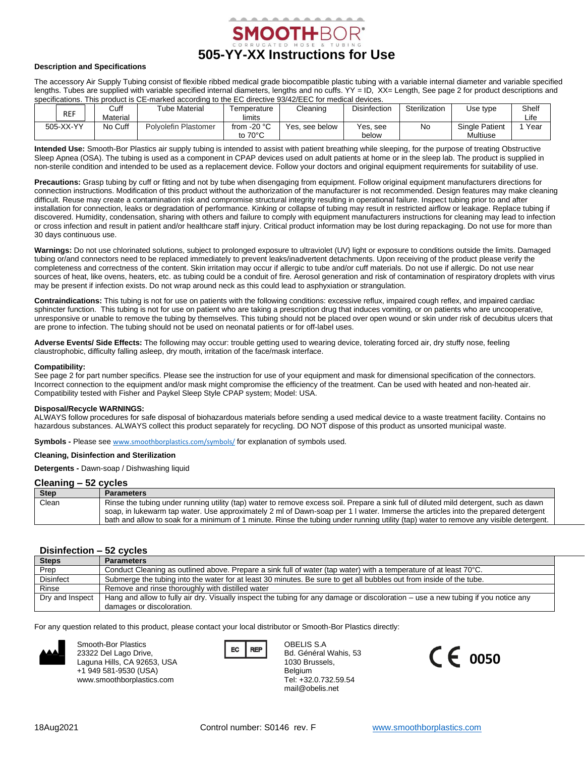SMOOTH-BOR®
CORRUGATED HOSE & TUBING

# 505-YY-XX Instructions for Use

**Description and Specifications**

The accessory Air Supply Tubing consist of flexible ribbed medical grade biocompatible plastic tubing with a variable internal diameter and variable specified lengths. Tubes are supplied with variable specified internal diameters, lengths and no cuffs. YY = ID, XX= Length, See page 2 for product descriptions and specifications. This product is CE-marked according to the EC directive 93/42/EEC for medical devices.

| REF | Cuff Material | Tube Material | Temperature limits | Cleaning | Disinfection | Sterilization | Use type | Shelf Life |
|---|---|---|---|---|---|---|---|---|
| 505-XX-YY | No Cuff | Polyolefin Plastomer | from -20 °C to 70°C | Yes, see below | Yes, see below | No | Single Patient Multiuse | 1 Year |

**Intended Use:** Smooth-Bor Plastics air supply tubing is intended to assist with patient breathing while sleeping, for the purpose of treating Obstructive Sleep Apnea (OSA). The tubing is used as a component in CPAP devices used on adult patients at home or in the sleep lab. The product is supplied in non-sterile condition and intended to be used as a replacement device. Follow your doctors and original equipment requirements for suitability of use.

**Precautions:** Grasp tubing by cuff or fitting and not by tube when disengaging from equipment. Follow original equipment manufacturers directions for connection instructions. Modification of this product without the authorization of the manufacturer is not recommended. Design features may make cleaning difficult. Reuse may create a contamination risk and compromise structural integrity resulting in operational failure. Inspect tubing prior to and after installation for connection, leaks or degradation of performance. Kinking or collapse of tubing may result in restricted airflow or leakage. Replace tubing if discovered. Humidity, condensation, sharing with others and failure to comply with equipment manufacturers instructions for cleaning may lead to infection or cross infection and result in patient and/or healthcare staff injury. Critical product information may be lost during repackaging. Do not use for more than 30 days continuous use.

**Warnings:** Do not use chlorinated solutions, subject to prolonged exposure to ultraviolet (UV) light or exposure to conditions outside the limits. Damaged tubing or/and connectors need to be replaced immediately to prevent leaks/inadvertent detachments. Upon receiving of the product please verify the completeness and correctness of the content. Skin irritation may occur if allergic to tube and/or cuff materials. Do not use if allergic. Do not use near sources of heat, like ovens, heaters, etc. as tubing could be a conduit of fire. Aerosol generation and risk of contamination of respiratory droplets with virus may be present if infection exists. Do not wrap around neck as this could lead to asphyxiation or strangulation.

**Contraindications:** This tubing is not for use on patients with the following conditions: excessive reflux, impaired cough reflex, and impaired cardiac sphincter function. This tubing is not for use on patient who are taking a prescription drug that induces vomiting, or on patients who are uncooperative, unresponsive or unable to remove the tubing by themselves. This tubing should not be placed over open wound or skin under risk of decubitus ulcers that are prone to infection. The tubing should not be used on neonatal patients or for off-label uses.

**Adverse Events/ Side Effects:** The following may occur: trouble getting used to wearing device, tolerating forced air, dry stuffy nose, feeling claustrophobic, difficulty falling asleep, dry mouth, irritation of the face/mask interface.

**Compatibility:**
See page 2 for part number specifics. Please see the instruction for use of your equipment and mask for dimensional specification of the connectors. Incorrect connection to the equipment and/or mask might compromise the efficiency of the treatment. Can be used with heated and non-heated air. Compatibility tested with Fisher and Paykel Sleep Style CPAP system; Model: USA.

**Disposal/Recycle WARNINGS:**
ALWAYS follow procedures for safe disposal of biohazardous materials before sending a used medical device to a waste treatment facility. Contains no hazardous substances. ALWAYS collect this product separately for recycling. DO NOT dispose of this product as unsorted municipal waste.

**Symbols -** Please see www.smoothborplastics.com/symbols/ for explanation of symbols used.

**Cleaning, Disinfection and Sterilization**

**Detergents -** Dawn-soap / Dishwashing liquid

## Cleaning – 52 cycles

| Step | Parameters |
|---|---|
| Clean | Rinse the tubing under running utility (tap) water to remove excess soil. Prepare a sink full of diluted mild detergent, such as dawn soap, in lukewarm tap water. Use approximately 2 ml of Dawn-soap per 1 l water. Immerse the articles into the prepared detergent bath and allow to soak for a minimum of 1 minute. Rinse the tubing under running utility (tap) water to remove any visible detergent. |

## Disinfection – 52 cycles

| Steps | Parameters |
|---|---|
| Prep | Conduct Cleaning as outlined above. Prepare a sink full of water (tap water) with a temperature of at least 70°C. |
| Disinfect | Submerge the tubing into the water for at least 30 minutes. Be sure to get all bubbles out from inside of the tube. |
| Rinse | Remove and rinse thoroughly with distilled water |
| Dry and Inspect | Hang and allow to fully air dry. Visually inspect the tubing for any damage or discoloration – use a new tubing if you notice any damages or discoloration. |

For any question related to this product, please contact your local distributor or Smooth-Bor Plastics directly:

Smooth-Bor Plastics
23322 Del Lago Drive,
Laguna Hills, CA 92653, USA
+1 949 581-9530 (USA)
www.smoothborplastics.com

EC REP
OBELIS S.A
Bd. Général Wahis, 53
1030 Brussels,
Belgium
Tel: +32.0.732.59.54
mail@obelis.net

CE 0050

18Aug2021 Control number: S0146 rev. F www.smoothborplastics.com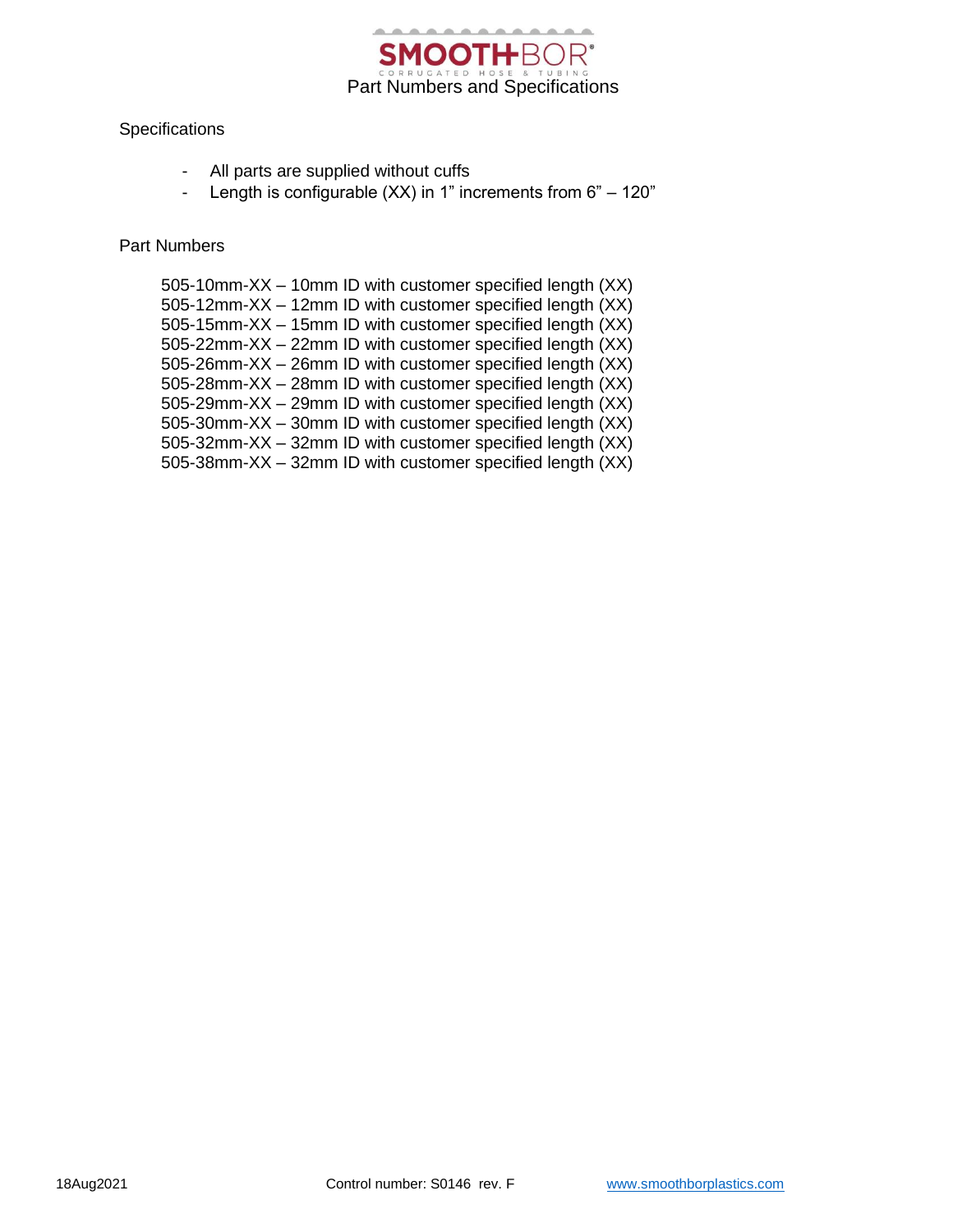# Part Numbers and Specifications

## Specifications

- All parts are supplied without cuffs
- Length is configurable (XX) in 1" increments from 6" – 120"

## Part Numbers

505-10mm-XX – 10mm ID with customer specified length (XX)
505-12mm-XX – 12mm ID with customer specified length (XX)
505-15mm-XX – 15mm ID with customer specified length (XX)
505-22mm-XX – 22mm ID with customer specified length (XX)
505-26mm-XX – 26mm ID with customer specified length (XX)
505-28mm-XX – 28mm ID with customer specified length (XX)
505-29mm-XX – 29mm ID with customer specified length (XX)
505-30mm-XX – 30mm ID with customer specified length (XX)
505-32mm-XX – 32mm ID with customer specified length (XX)
505-38mm-XX – 32mm ID with customer specified length (XX)

18Aug2021 Control number: S0146 rev. F www.smoothborplastics.com